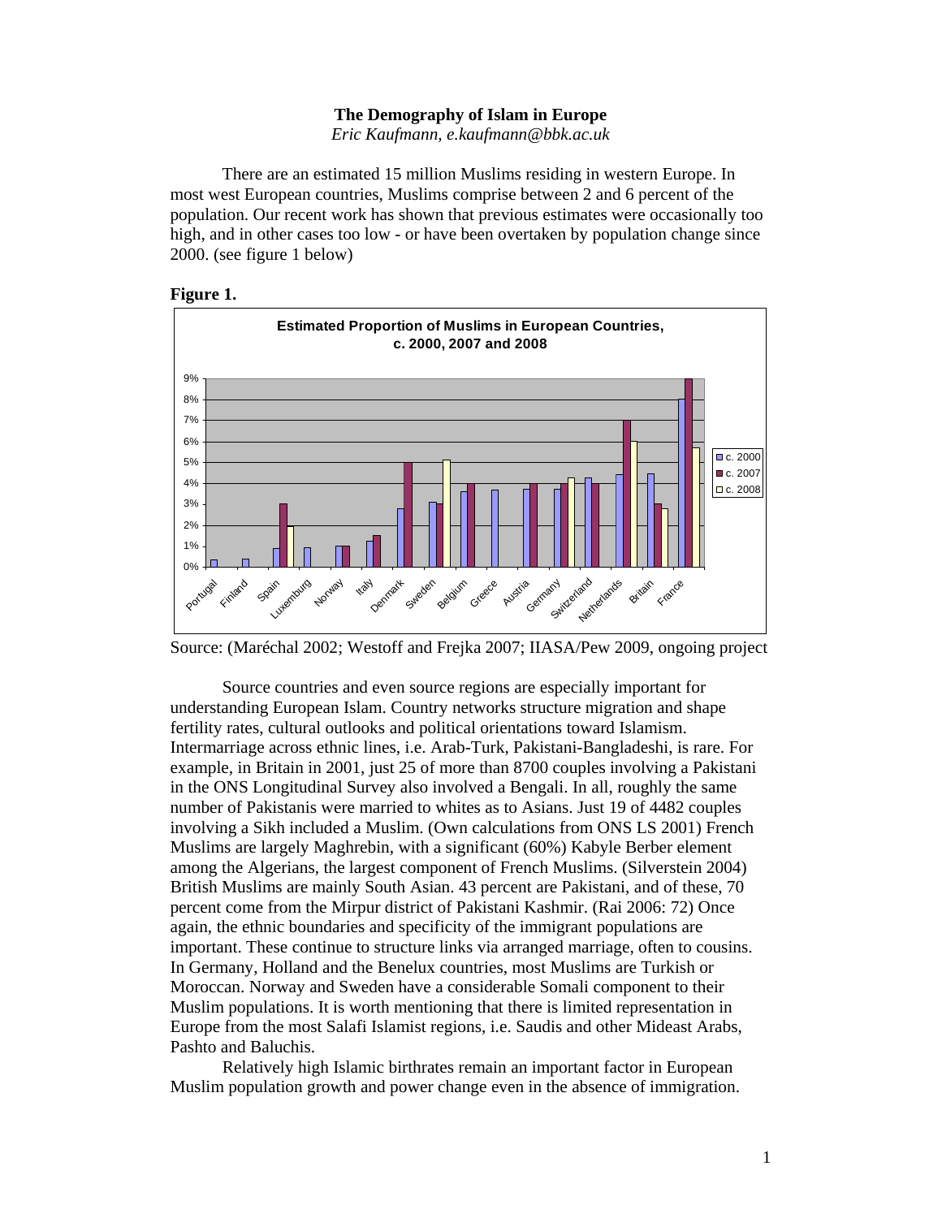**The Demography of Islam in Europe**

*Eric Kaufmann, e.kaufmann@bbk.ac.uk*

There are an estimated 15 million Muslims residing in western Europe. In most west European countries, Muslims comprise between 2 and 6 percent of the population. Our recent work has shown that previous estimates were occasionally too high, and in other cases too low - or have been overtaken by population change since 2000. (see figure 1 below)

**Figure 1.**

Source: (Maréchal 2002; Westoff and Frejka 2007; IIASA/Pew 2009, ongoing project

Source countries and even source regions are especially important for understanding European Islam. Country networks structure migration and shape fertility rates, cultural outlooks and political orientations toward Islamism. Intermarriage across ethnic lines, i.e. Arab-Turk, Pakistani-Bangladeshi, is rare. For example, in Britain in 2001, just 25 of more than 8700 couples involving a Pakistani in the ONS Longitudinal Survey also involved a Bengali. In all, roughly the same number of Pakistanis were married to whites as to Asians. Just 19 of 4482 couples involving a Sikh included a Muslim. (Own calculations from ONS LS 2001) French Muslims are largely Maghrebin, with a significant (60%) Kabyle Berber element among the Algerians, the largest component of French Muslims. (Silverstein 2004) British Muslims are mainly South Asian. 43 percent are Pakistani, and of these, 70 percent come from the Mirpur district of Pakistani Kashmir. (Rai 2006: 72) Once again, the ethnic boundaries and specificity of the immigrant populations are important. These continue to structure links via arranged marriage, often to cousins. In Germany, Holland and the Benelux countries, most Muslims are Turkish or Moroccan. Norway and Sweden have a considerable Somali component to their Muslim populations. It is worth mentioning that there is limited representation in Europe from the most Salafi Islamist regions, i.e. Saudis and other Mideast Arabs, Pashto and Baluchis.

Relatively high Islamic birthrates remain an important factor in European Muslim population growth and power change even in the absence of immigration.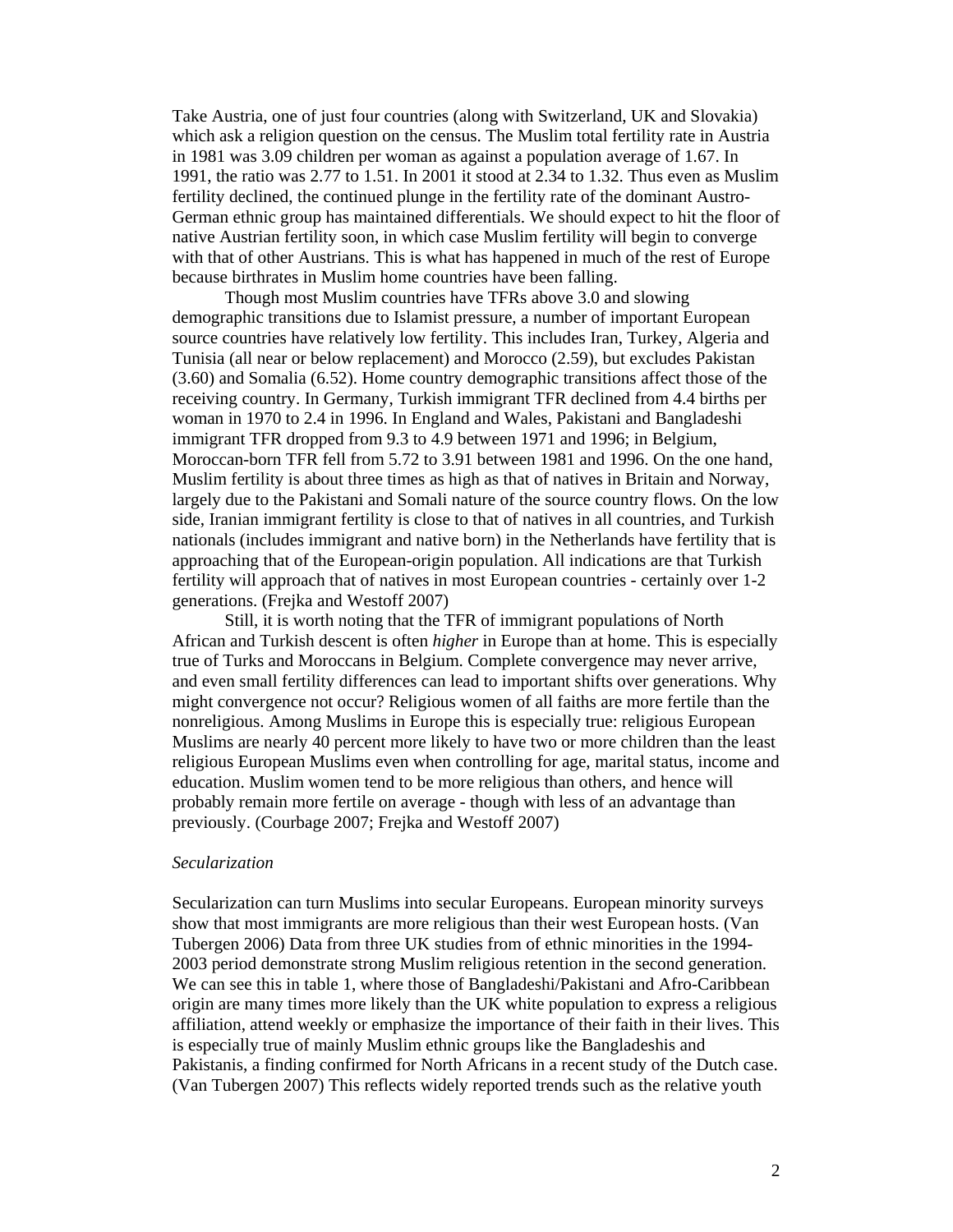Take Austria, one of just four countries (along with Switzerland, UK and Slovakia) which ask a religion question on the census. The Muslim total fertility rate in Austria in 1981 was 3.09 children per woman as against a population average of 1.67. In 1991, the ratio was 2.77 to 1.51. In 2001 it stood at 2.34 to 1.32. Thus even as Muslim fertility declined, the continued plunge in the fertility rate of the dominant Austro-German ethnic group has maintained differentials. We should expect to hit the floor of native Austrian fertility soon, in which case Muslim fertility will begin to converge with that of other Austrians. This is what has happened in much of the rest of Europe because birthrates in Muslim home countries have been falling.

Though most Muslim countries have TFRs above 3.0 and slowing demographic transitions due to Islamist pressure, a number of important European source countries have relatively low fertility. This includes Iran, Turkey, Algeria and Tunisia (all near or below replacement) and Morocco (2.59), but excludes Pakistan (3.60) and Somalia (6.52). Home country demographic transitions affect those of the receiving country. In Germany, Turkish immigrant TFR declined from 4.4 births per woman in 1970 to 2.4 in 1996. In England and Wales, Pakistani and Bangladeshi immigrant TFR dropped from 9.3 to 4.9 between 1971 and 1996; in Belgium, Moroccan-born TFR fell from 5.72 to 3.91 between 1981 and 1996. On the one hand, Muslim fertility is about three times as high as that of natives in Britain and Norway, largely due to the Pakistani and Somali nature of the source country flows. On the low side, Iranian immigrant fertility is close to that of natives in all countries, and Turkish nationals (includes immigrant and native born) in the Netherlands have fertility that is approaching that of the European-origin population. All indications are that Turkish fertility will approach that of natives in most European countries - certainly over 1-2 generations. (Frejka and Westoff 2007)

Still, it is worth noting that the TFR of immigrant populations of North African and Turkish descent is often *higher* in Europe than at home. This is especially true of Turks and Moroccans in Belgium. Complete convergence may never arrive, and even small fertility differences can lead to important shifts over generations. Why might convergence not occur? Religious women of all faiths are more fertile than the nonreligious. Among Muslims in Europe this is especially true: religious European Muslims are nearly 40 percent more likely to have two or more children than the least religious European Muslims even when controlling for age, marital status, income and education. Muslim women tend to be more religious than others, and hence will probably remain more fertile on average - though with less of an advantage than previously. (Courbage 2007; Frejka and Westoff 2007)

*Secularization*

Secularization can turn Muslims into secular Europeans. European minority surveys show that most immigrants are more religious than their west European hosts. (Van Tubergen 2006) Data from three UK studies from of ethnic minorities in the 1994-2003 period demonstrate strong Muslim religious retention in the second generation. We can see this in table 1, where those of Bangladeshi/Pakistani and Afro-Caribbean origin are many times more likely than the UK white population to express a religious affiliation, attend weekly or emphasize the importance of their faith in their lives. This is especially true of mainly Muslim ethnic groups like the Bangladeshis and Pakistanis, a finding confirmed for North Africans in a recent study of the Dutch case. (Van Tubergen 2007) This reflects widely reported trends such as the relative youth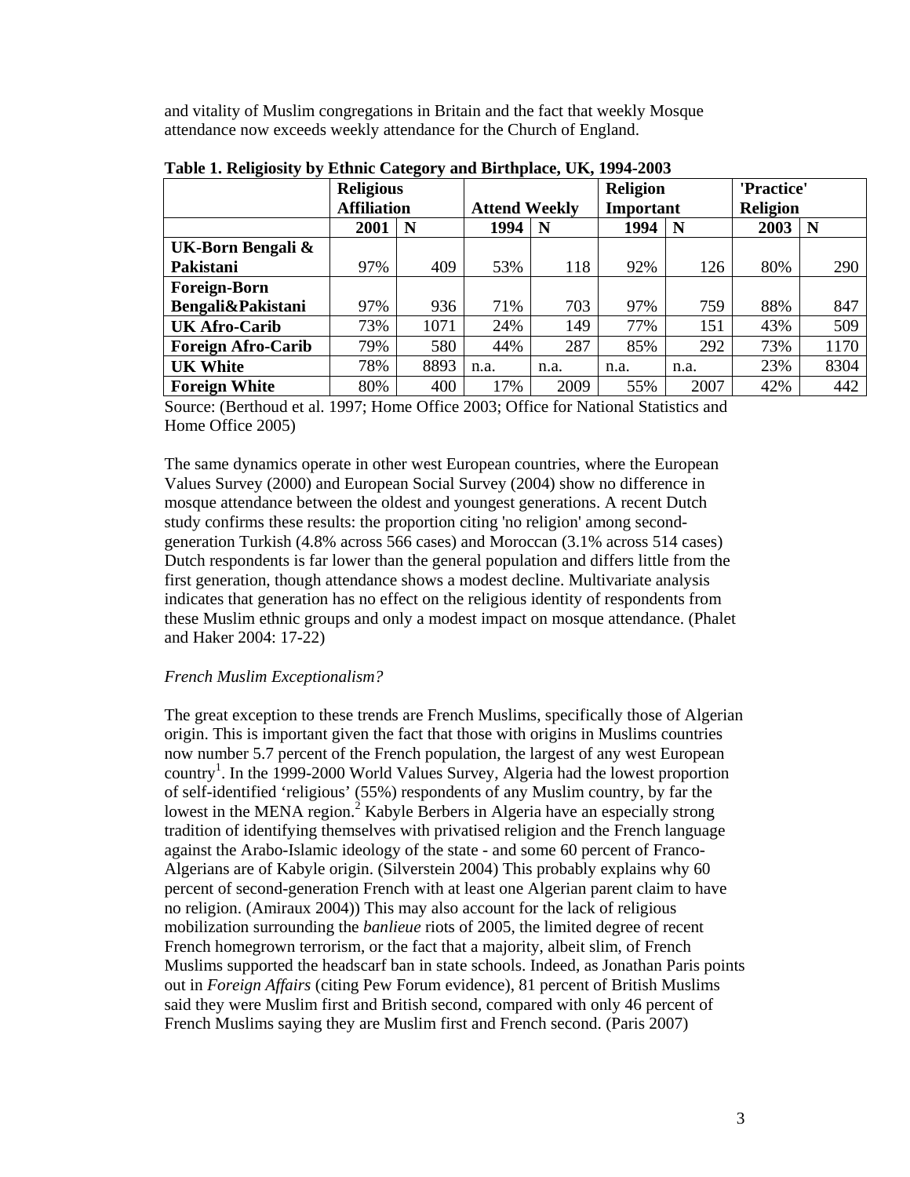and vitality of Muslim congregations in Britain and the fact that weekly Mosque attendance now exceeds weekly attendance for the Church of England.

**Table 1. Religiosity by Ethnic Category and Birthplace, UK, 1994-2003**

| | Religious Affiliation | | Attend Weekly | | Religion Important | | 'Practice' Religion | |
|---|---|---|---|---|---|---|---|---|
| | 2001 | N | 1994 | N | 1994 | N | 2003 | N |
| UK-Born Bengali & Pakistani | 97% | 409 | 53% | 118 | 92% | 126 | 80% | 290 |
| Foreign-Born Bengali&Pakistani | 97% | 936 | 71% | 703 | 97% | 759 | 88% | 847 |
| UK Afro-Carib | 73% | 1071 | 24% | 149 | 77% | 151 | 43% | 509 |
| Foreign Afro-Carib | 79% | 580 | 44% | 287 | 85% | 292 | 73% | 1170 |
| UK White | 78% | 8893 | n.a. | n.a. | n.a. | n.a. | 23% | 8304 |
| Foreign White | 80% | 400 | 17% | 2009 | 55% | 2007 | 42% | 442 |

Source: (Berthoud et al. 1997; Home Office 2003; Office for National Statistics and Home Office 2005)

The same dynamics operate in other west European countries, where the European Values Survey (2000) and European Social Survey (2004) show no difference in mosque attendance between the oldest and youngest generations. A recent Dutch study confirms these results: the proportion citing 'no religion' among second-generation Turkish (4.8% across 566 cases) and Moroccan (3.1% across 514 cases) Dutch respondents is far lower than the general population and differs little from the first generation, though attendance shows a modest decline. Multivariate analysis indicates that generation has no effect on the religious identity of respondents from these Muslim ethnic groups and only a modest impact on mosque attendance. (Phalet and Haker 2004: 17-22)

*French Muslim Exceptionalism?*

The great exception to these trends are French Muslims, specifically those of Algerian origin. This is important given the fact that those with origins in Muslims countries now number 5.7 percent of the French population, the largest of any west European country[1]. In the 1999-2000 World Values Survey, Algeria had the lowest proportion of self-identified 'religious' (55%) respondents of any Muslim country, by far the lowest in the MENA region.[2] Kabyle Berbers in Algeria have an especially strong tradition of identifying themselves with privatised religion and the French language against the Arabo-Islamic ideology of the state - and some 60 percent of Franco-Algerians are of Kabyle origin. (Silverstein 2004) This probably explains why 60 percent of second-generation French with at least one Algerian parent claim to have no religion. (Amiraux 2004)) This may also account for the lack of religious mobilization surrounding the *banlieue* riots of 2005, the limited degree of recent French homegrown terrorism, or the fact that a majority, albeit slim, of French Muslims supported the headscarf ban in state schools. Indeed, as Jonathan Paris points out in *Foreign Affairs* (citing Pew Forum evidence), 81 percent of British Muslims said they were Muslim first and British second, compared with only 46 percent of French Muslims saying they are Muslim first and French second. (Paris 2007)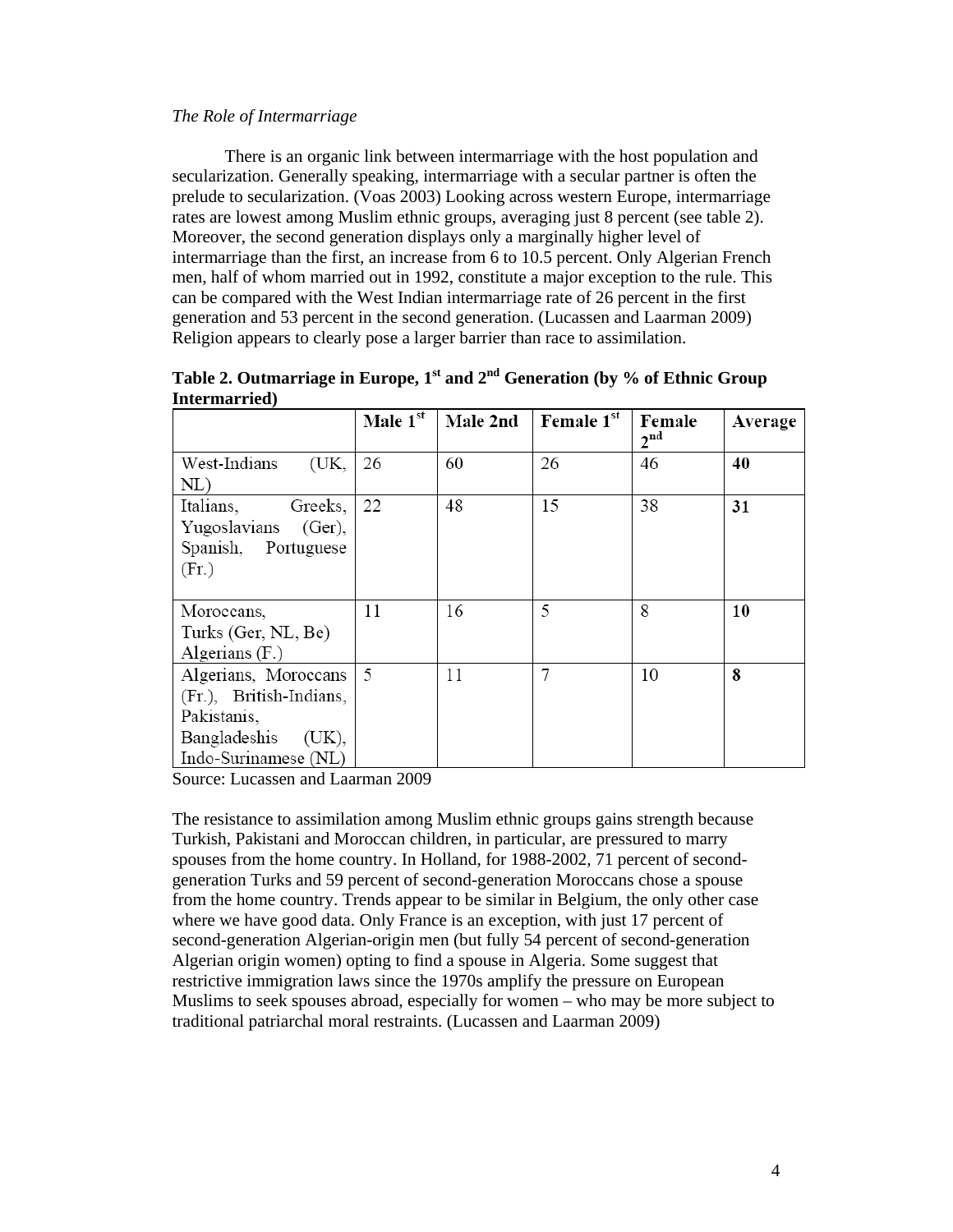*The Role of Intermarriage*

There is an organic link between intermarriage with the host population and secularization. Generally speaking, intermarriage with a secular partner is often the prelude to secularization. (Voas 2003) Looking across western Europe, intermarriage rates are lowest among Muslim ethnic groups, averaging just 8 percent (see table 2). Moreover, the second generation displays only a marginally higher level of intermarriage than the first, an increase from 6 to 10.5 percent. Only Algerian French men, half of whom married out in 1992, constitute a major exception to the rule. This can be compared with the West Indian intermarriage rate of 26 percent in the first generation and 53 percent in the second generation. (Lucassen and Laarman 2009) Religion appears to clearly pose a larger barrier than race to assimilation.

**Table 2. Outmarriage in Europe, 1st and 2nd Generation (by % of Ethnic Group Intermarried)**

| | Male 1st | Male 2nd | Female 1st | Female 2nd | Average |
|---|---|---|---|---|---|
| West-Indians (UK, NL) | 26 | 60 | 26 | 46 | **40** |
| Italians, Greeks, Yugoslavians (Ger), Spanish, Portuguese (Fr.) | 22 | 48 | 15 | 38 | **31** |
| Moroccans, Turks (Ger, NL, Be) Algerians (F.) | 11 | 16 | 5 | 8 | **10** |
| Algerians, Moroccans (Fr.), British-Indians, Pakistanis, Bangladeshis (UK), Indo-Surinamese (NL) | 5 | 11 | 7 | 10 | **8** |

Source: Lucassen and Laarman 2009

The resistance to assimilation among Muslim ethnic groups gains strength because Turkish, Pakistani and Moroccan children, in particular, are pressured to marry spouses from the home country. In Holland, for 1988-2002, 71 percent of second-generation Turks and 59 percent of second-generation Moroccans chose a spouse from the home country. Trends appear to be similar in Belgium, the only other case where we have good data. Only France is an exception, with just 17 percent of second-generation Algerian-origin men (but fully 54 percent of second-generation Algerian origin women) opting to find a spouse in Algeria. Some suggest that restrictive immigration laws since the 1970s amplify the pressure on European Muslims to seek spouses abroad, especially for women – who may be more subject to traditional patriarchal moral restraints. (Lucassen and Laarman 2009)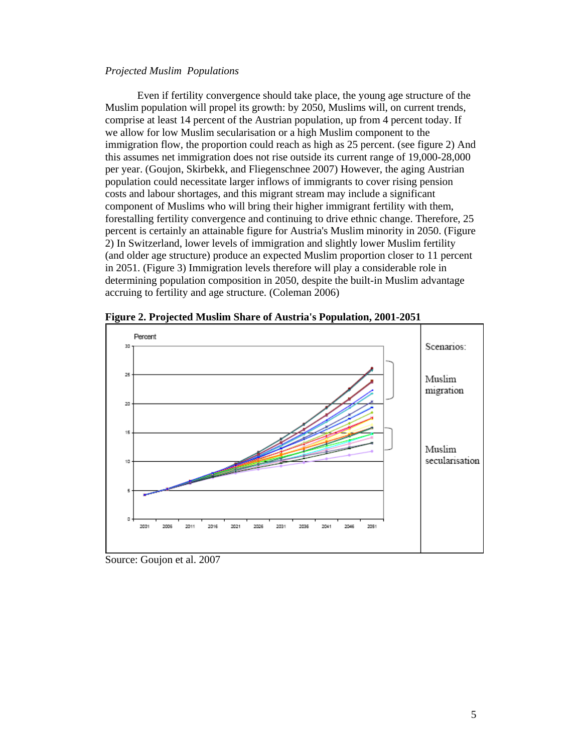*Projected Muslim Populations*

Even if fertility convergence should take place, the young age structure of the Muslim population will propel its growth: by 2050, Muslims will, on current trends, comprise at least 14 percent of the Austrian population, up from 4 percent today. If we allow for low Muslim secularisation or a high Muslim component to the immigration flow, the proportion could reach as high as 25 percent. (see figure 2) And this assumes net immigration does not rise outside its current range of 19,000-28,000 per year. (Goujon, Skirbekk, and Fliegenschnee 2007) However, the aging Austrian population could necessitate larger inflows of immigrants to cover rising pension costs and labour shortages, and this migrant stream may include a significant component of Muslims who will bring their higher immigrant fertility with them, forestalling fertility convergence and continuing to drive ethnic change. Therefore, 25 percent is certainly an attainable figure for Austria's Muslim minority in 2050. (Figure 2) In Switzerland, lower levels of immigration and slightly lower Muslim fertility (and older age structure) produce an expected Muslim proportion closer to 11 percent in 2051. (Figure 3) Immigration levels therefore will play a considerable role in determining population composition in 2050, despite the built-in Muslim advantage accruing to fertility and age structure. (Coleman 2006)

**Figure 2. Projected Muslim Share of Austria's Population, 2001-2051**

Source: Goujon et al. 2007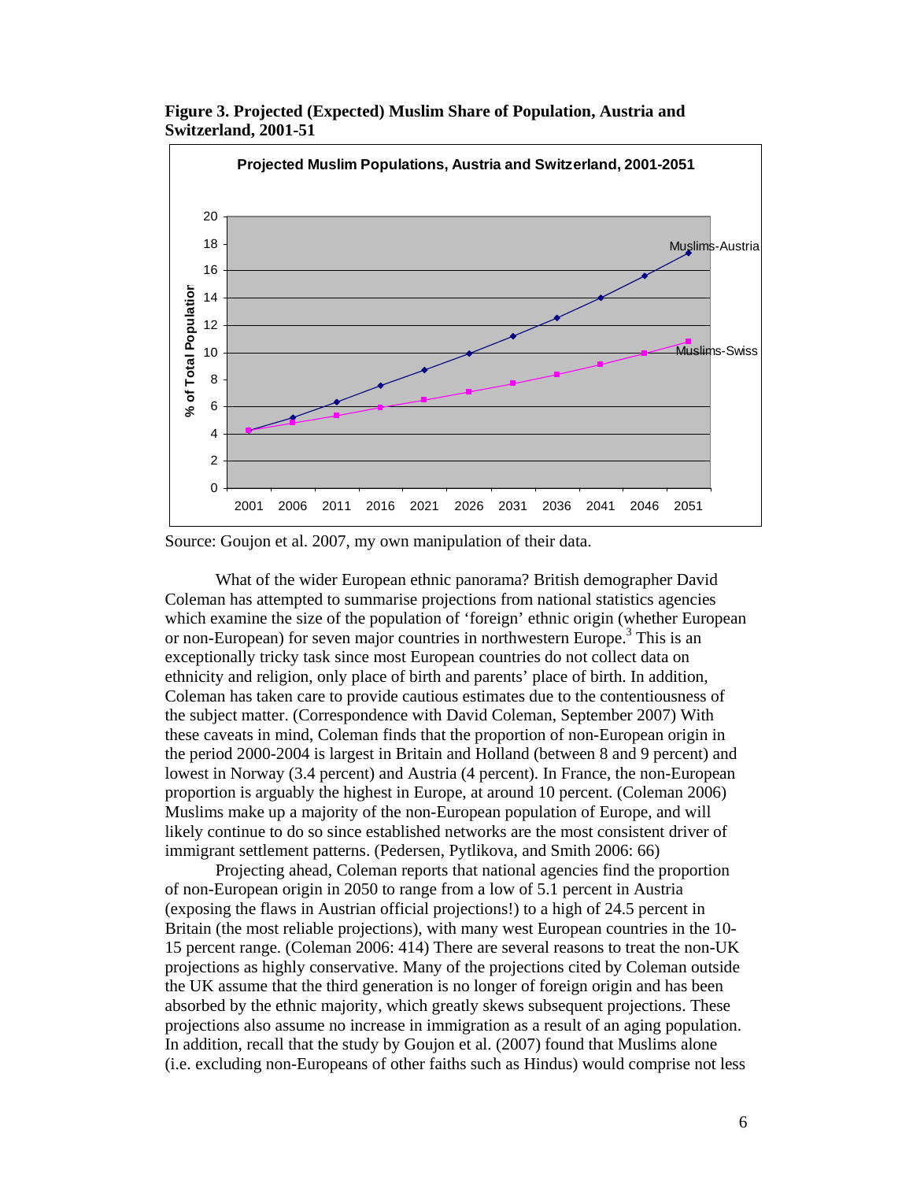**Figure 3. Projected (Expected) Muslim Share of Population, Austria and Switzerland, 2001-51**

Source: Goujon et al. 2007, my own manipulation of their data.

What of the wider European ethnic panorama? British demographer David Coleman has attempted to summarise projections from national statistics agencies which examine the size of the population of 'foreign' ethnic origin (whether European or non-European) for seven major countries in northwestern Europe.[3] This is an exceptionally tricky task since most European countries do not collect data on ethnicity and religion, only place of birth and parents' place of birth. In addition, Coleman has taken care to provide cautious estimates due to the contentiousness of the subject matter. (Correspondence with David Coleman, September 2007) With these caveats in mind, Coleman finds that the proportion of non-European origin in the period 2000-2004 is largest in Britain and Holland (between 8 and 9 percent) and lowest in Norway (3.4 percent) and Austria (4 percent). In France, the non-European proportion is arguably the highest in Europe, at around 10 percent. (Coleman 2006) Muslims make up a majority of the non-European population of Europe, and will likely continue to do so since established networks are the most consistent driver of immigrant settlement patterns. (Pedersen, Pytlikova, and Smith 2006: 66)

Projecting ahead, Coleman reports that national agencies find the proportion of non-European origin in 2050 to range from a low of 5.1 percent in Austria (exposing the flaws in Austrian official projections!) to a high of 24.5 percent in Britain (the most reliable projections), with many west European countries in the 10-15 percent range. (Coleman 2006: 414) There are several reasons to treat the non-UK projections as highly conservative. Many of the projections cited by Coleman outside the UK assume that the third generation is no longer of foreign origin and has been absorbed by the ethnic majority, which greatly skews subsequent projections. These projections also assume no increase in immigration as a result of an aging population. In addition, recall that the study by Goujon et al. (2007) found that Muslims alone (i.e. excluding non-Europeans of other faiths such as Hindus) would comprise not less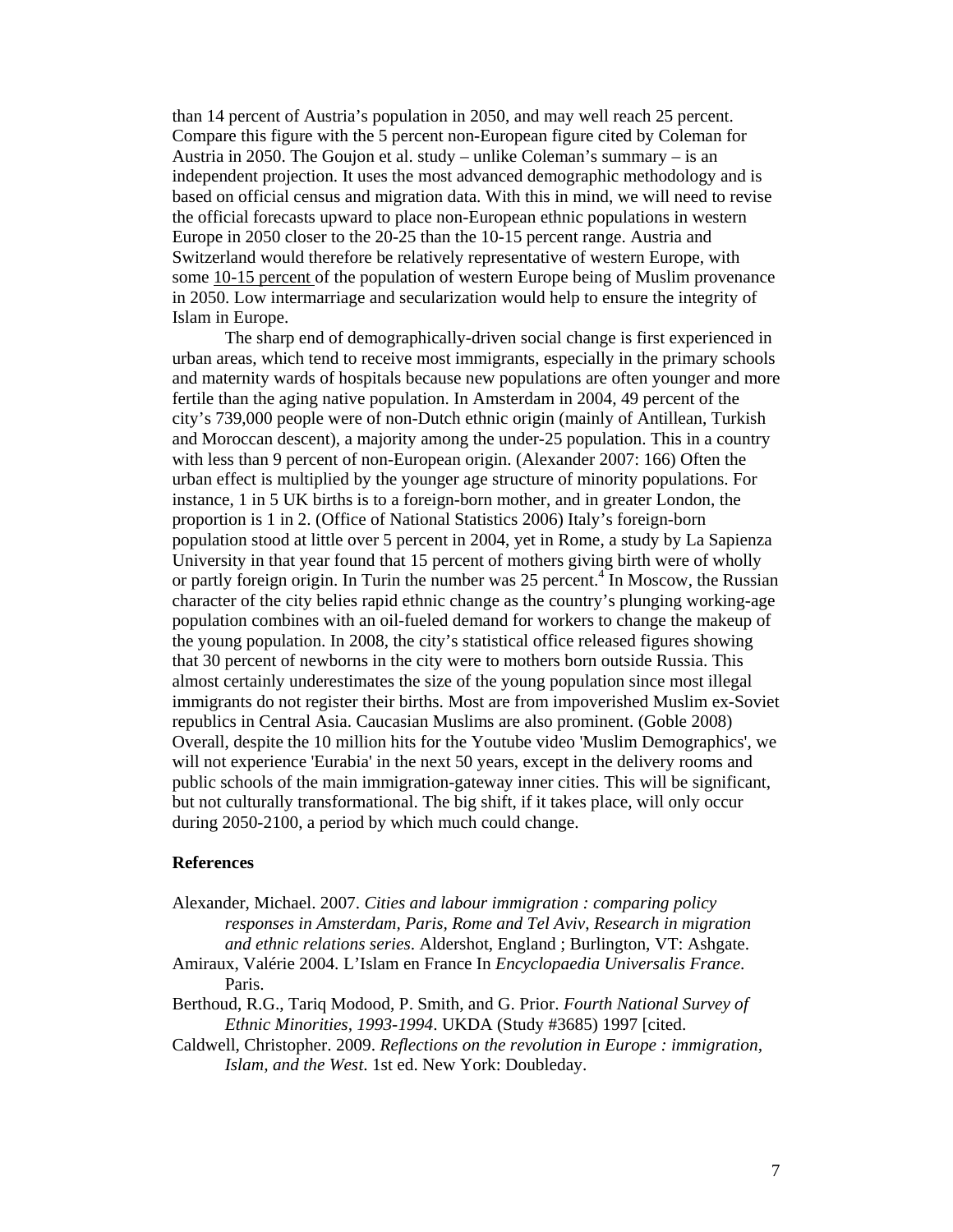than 14 percent of Austria's population in 2050, and may well reach 25 percent. Compare this figure with the 5 percent non-European figure cited by Coleman for Austria in 2050. The Goujon et al. study – unlike Coleman's summary – is an independent projection. It uses the most advanced demographic methodology and is based on official census and migration data. With this in mind, we will need to revise the official forecasts upward to place non-European ethnic populations in western Europe in 2050 closer to the 20-25 than the 10-15 percent range. Austria and Switzerland would therefore be relatively representative of western Europe, with some 10-15 percent of the population of western Europe being of Muslim provenance in 2050. Low intermarriage and secularization would help to ensure the integrity of Islam in Europe.

The sharp end of demographically-driven social change is first experienced in urban areas, which tend to receive most immigrants, especially in the primary schools and maternity wards of hospitals because new populations are often younger and more fertile than the aging native population. In Amsterdam in 2004, 49 percent of the city's 739,000 people were of non-Dutch ethnic origin (mainly of Antillean, Turkish and Moroccan descent), a majority among the under-25 population. This in a country with less than 9 percent of non-European origin. (Alexander 2007: 166) Often the urban effect is multiplied by the younger age structure of minority populations. For instance, 1 in 5 UK births is to a foreign-born mother, and in greater London, the proportion is 1 in 2. (Office of National Statistics 2006) Italy's foreign-born population stood at little over 5 percent in 2004, yet in Rome, a study by La Sapienza University in that year found that 15 percent of mothers giving birth were of wholly or partly foreign origin. In Turin the number was 25 percent.[4] In Moscow, the Russian character of the city belies rapid ethnic change as the country's plunging working-age population combines with an oil-fueled demand for workers to change the makeup of the young population. In 2008, the city's statistical office released figures showing that 30 percent of newborns in the city were to mothers born outside Russia. This almost certainly underestimates the size of the young population since most illegal immigrants do not register their births. Most are from impoverished Muslim ex-Soviet republics in Central Asia. Caucasian Muslims are also prominent. (Goble 2008) Overall, despite the 10 million hits for the Youtube video 'Muslim Demographics', we will not experience 'Eurabia' in the next 50 years, except in the delivery rooms and public schools of the main immigration-gateway inner cities. This will be significant, but not culturally transformational. The big shift, if it takes place, will only occur during 2050-2100, a period by which much could change.

## References

Alexander, Michael. 2007. *Cities and labour immigration : comparing policy responses in Amsterdam, Paris, Rome and Tel Aviv, Research in migration and ethnic relations series*. Aldershot, England ; Burlington, VT: Ashgate.

Amiraux, Valérie 2004. L'Islam en France In *Encyclopaedia Universalis France*. Paris.

Berthoud, R.G., Tariq Modood, P. Smith, and G. Prior. *Fourth National Survey of Ethnic Minorities, 1993-1994*. UKDA (Study #3685) 1997 [cited.

Caldwell, Christopher. 2009. *Reflections on the revolution in Europe : immigration, Islam, and the West*. 1st ed. New York: Doubleday.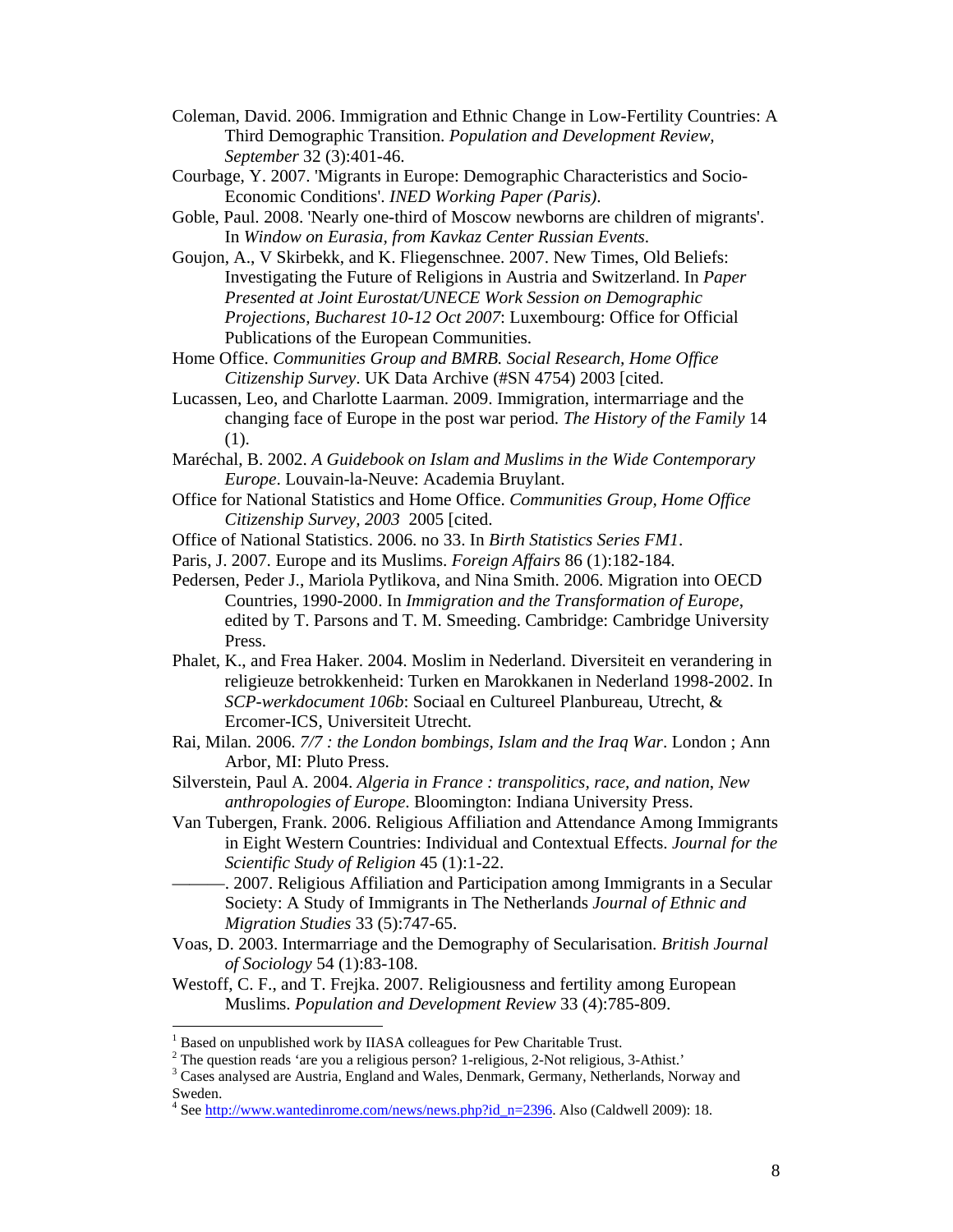Coleman, David. 2006. Immigration and Ethnic Change in Low-Fertility Countries: A Third Demographic Transition. *Population and Development Review, September* 32 (3):401-46.

Courbage, Y. 2007. 'Migrants in Europe: Demographic Characteristics and Socio-Economic Conditions'. *INED Working Paper (Paris)*.

Goble, Paul. 2008. 'Nearly one-third of Moscow newborns are children of migrants'. In *Window on Eurasia, from Kavkaz Center Russian Events*.

Goujon, A., V Skirbekk, and K. Fliegenschnee. 2007. New Times, Old Beliefs: Investigating the Future of Religions in Austria and Switzerland. In *Paper Presented at Joint Eurostat/UNECE Work Session on Demographic Projections, Bucharest 10-12 Oct 2007*: Luxembourg: Office for Official Publications of the European Communities.

Home Office. *Communities Group and BMRB. Social Research, Home Office Citizenship Survey*. UK Data Archive (#SN 4754) 2003 [cited.

Lucassen, Leo, and Charlotte Laarman. 2009. Immigration, intermarriage and the changing face of Europe in the post war period. *The History of the Family* 14 (1).

Maréchal, B. 2002. *A Guidebook on Islam and Muslims in the Wide Contemporary Europe*. Louvain-la-Neuve: Academia Bruylant.

Office for National Statistics and Home Office. *Communities Group, Home Office Citizenship Survey, 2003* 2005 [cited.

Office of National Statistics. 2006. no 33. In *Birth Statistics Series FM1*.

Paris, J. 2007. Europe and its Muslims. *Foreign Affairs* 86 (1):182-184.

Pedersen, Peder J., Mariola Pytlikova, and Nina Smith. 2006. Migration into OECD Countries, 1990-2000. In *Immigration and the Transformation of Europe*, edited by T. Parsons and T. M. Smeeding. Cambridge: Cambridge University Press.

Phalet, K., and Frea Haker. 2004. Moslim in Nederland. Diversiteit en verandering in religieuze betrokkenheid: Turken en Marokkanen in Nederland 1998-2002. In *SCP-werkdocument 106b*: Sociaal en Cultureel Planbureau, Utrecht, & Ercomer-ICS, Universiteit Utrecht.

Rai, Milan. 2006. *7/7 : the London bombings, Islam and the Iraq War*. London ; Ann Arbor, MI: Pluto Press.

Silverstein, Paul A. 2004. *Algeria in France : transpolitics, race, and nation*, *New anthropologies of Europe*. Bloomington: Indiana University Press.

Van Tubergen, Frank. 2006. Religious Affiliation and Attendance Among Immigrants in Eight Western Countries: Individual and Contextual Effects. *Journal for the Scientific Study of Religion* 45 (1):1-22.

———. 2007. Religious Affiliation and Participation among Immigrants in a Secular Society: A Study of Immigrants in The Netherlands *Journal of Ethnic and Migration Studies* 33 (5):747-65.

Voas, D. 2003. Intermarriage and the Demography of Secularisation. *British Journal of Sociology* 54 (1):83-108.

Westoff, C. F., and T. Frejka. 2007. Religiousness and fertility among European Muslims. *Population and Development Review* 33 (4):785-809.

---

[1] Based on unpublished work by IIASA colleagues for Pew Charitable Trust.

[2] The question reads 'are you a religious person? 1-religious, 2-Not religious, 3-Athist.'

[3] Cases analysed are Austria, England and Wales, Denmark, Germany, Netherlands, Norway and Sweden.

[4] See http://www.wantedinrome.com/news/news.php?id_n=2396. Also (Caldwell 2009): 18.